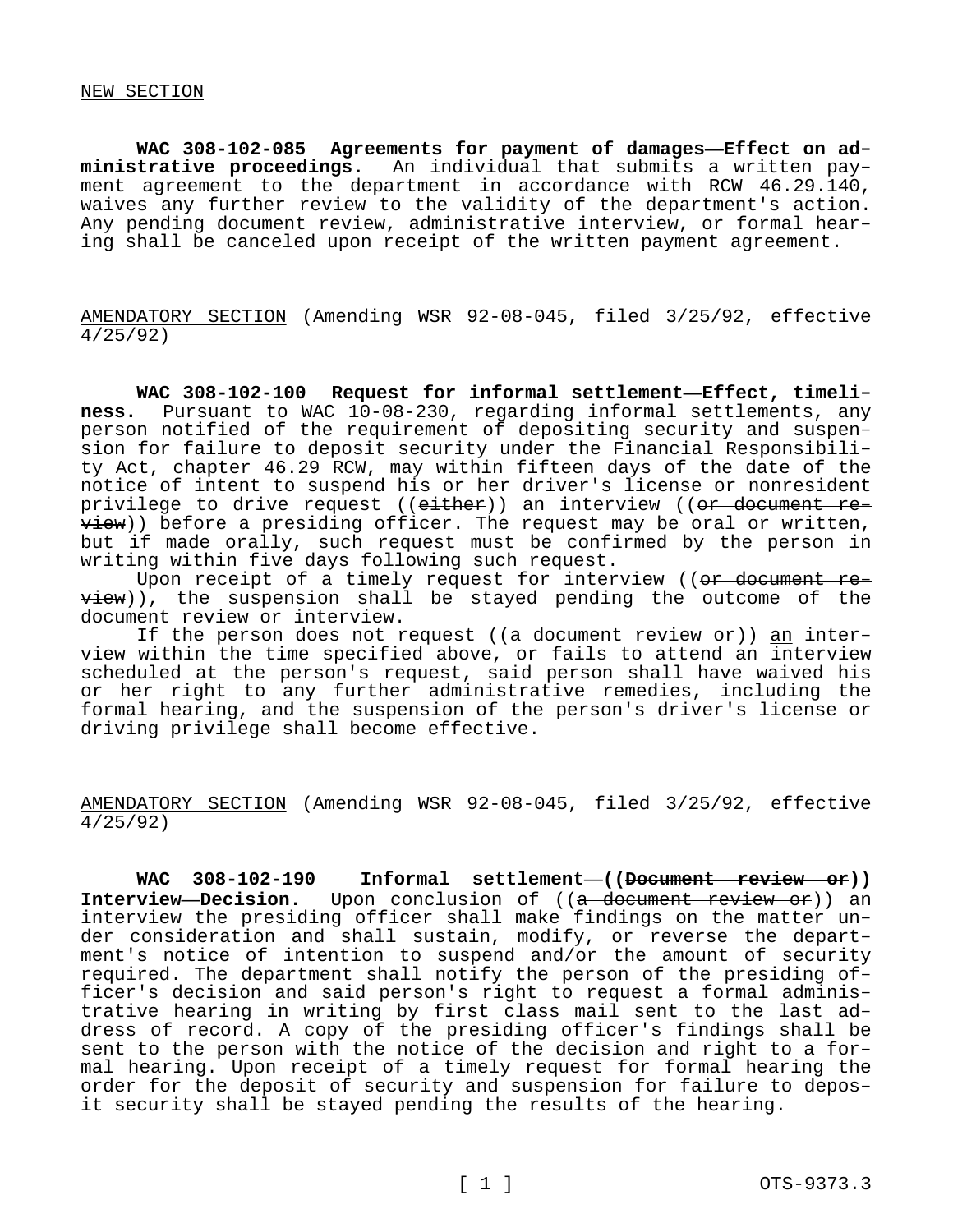NEW SECTION

**WAC 308-102-085 Agreements for payment of damages—Effect on administrative proceedings.** An individual that submits a written payment agreement to the department in accordance with RCW 46.29.140, waives any further review to the validity of the department's action. Any pending document review, administrative interview, or formal hearing shall be canceled upon receipt of the written payment agreement.

AMENDATORY SECTION (Amending WSR 92-08-045, filed 3/25/92, effective 4/25/92)

**WAC 308-102-100 Request for informal settlement—Effect, timeliness.** Pursuant to WAC 10-08-230, regarding informal settlements, any person notified of the requirement of depositing security and suspension for failure to deposit security under the Financial Responsibility Act, chapter 46.29 RCW, may within fifteen days of the date of the notice of intent to suspend his or her driver's license or nonresident privilege to drive request ((~~either~~)) an interview ((~~or document review~~)) before a presiding officer. The request may be oral or written, but if made orally, such request must be confirmed by the person in writing within five days following such request.

Upon receipt of a timely request for interview ((~~or document review~~)), the suspension shall be stayed pending the outcome of the document review or interview.

If the person does not request ((~~a document review or~~)) an interview within the time specified above, or fails to attend an interview scheduled at the person's request, said person shall have waived his or her right to any further administrative remedies, including the formal hearing, and the suspension of the person's driver's license or driving privilege shall become effective.

AMENDATORY SECTION (Amending WSR 92-08-045, filed 3/25/92, effective 4/25/92)

**WAC 308-102-190 Informal settlement—((~~Document review or~~)) Interview—Decision.** Upon conclusion of ((~~a document review or~~)) an interview the presiding officer shall make findings on the matter under consideration and shall sustain, modify, or reverse the department's notice of intention to suspend and/or the amount of security required. The department shall notify the person of the presiding officer's decision and said person's right to request a formal administrative hearing in writing by first class mail sent to the last address of record. A copy of the presiding officer's findings shall be sent to the person with the notice of the decision and right to a formal hearing. Upon receipt of a timely request for formal hearing the order for the deposit of security and suspension for failure to deposit security shall be stayed pending the results of the hearing.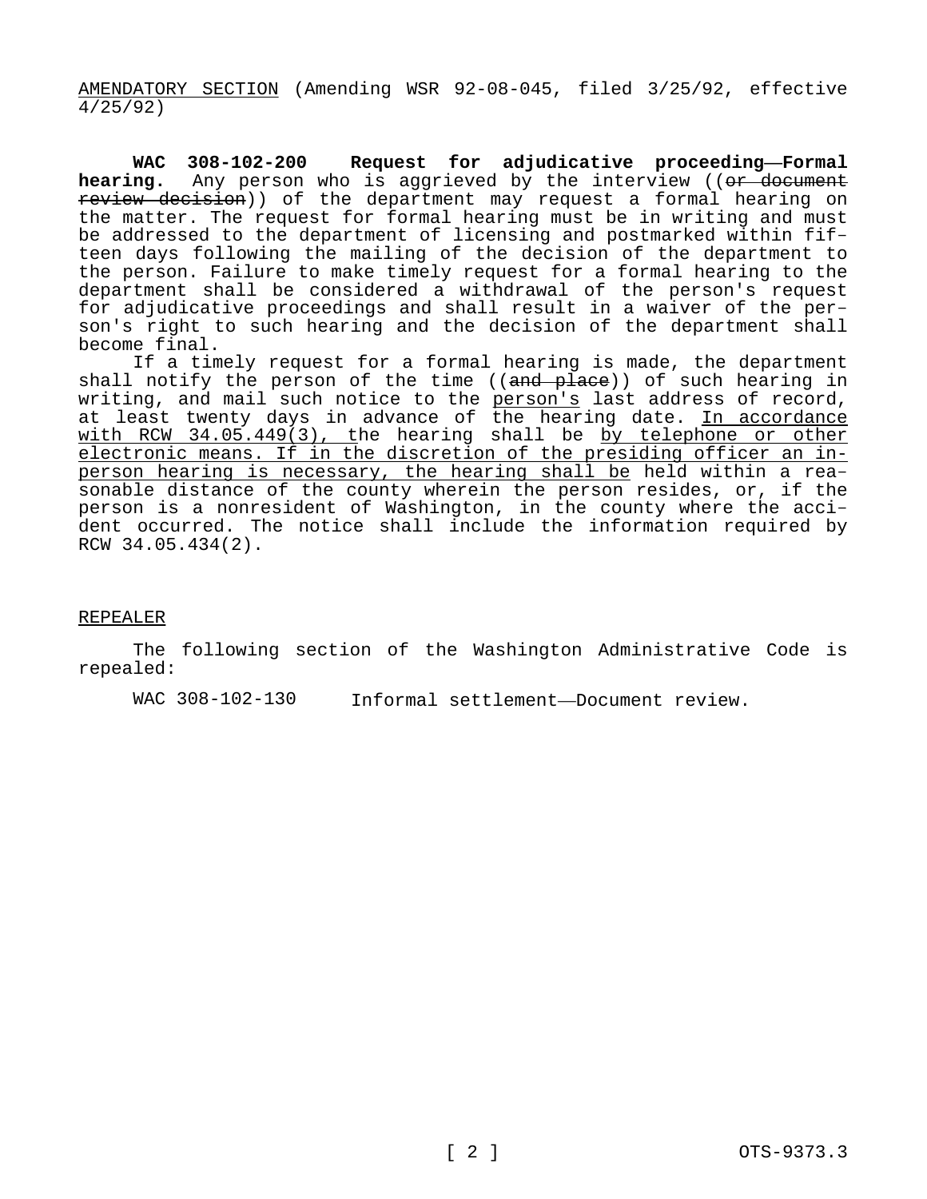AMENDATORY SECTION (Amending WSR 92-08-045, filed 3/25/92, effective 4/25/92)

**WAC 308-102-200 Request for adjudicative proceeding—Formal hearing.** Any person who is aggrieved by the interview ((~~or document review decision~~)) of the department may request a formal hearing on the matter. The request for formal hearing must be in writing and must be addressed to the department of licensing and postmarked within fifteen days following the mailing of the decision of the department to the person. Failure to make timely request for a formal hearing to the department shall be considered a withdrawal of the person's request for adjudicative proceedings and shall result in a waiver of the person's right to such hearing and the decision of the department shall become final.

If a timely request for a formal hearing is made, the department shall notify the person of the time ((~~and place~~)) of such hearing in writing, and mail such notice to the person's last address of record, at least twenty days in advance of the hearing date. In accordance with RCW 34.05.449(3), the hearing shall be by telephone or other electronic means. If in the discretion of the presiding officer an in-person hearing is necessary, the hearing shall be held within a reasonable distance of the county wherein the person resides, or, if the person is a nonresident of Washington, in the county where the accident occurred. The notice shall include the information required by RCW 34.05.434(2).

REPEALER

The following section of the Washington Administrative Code is repealed:

WAC 308-102-130 Informal settlement—Document review.